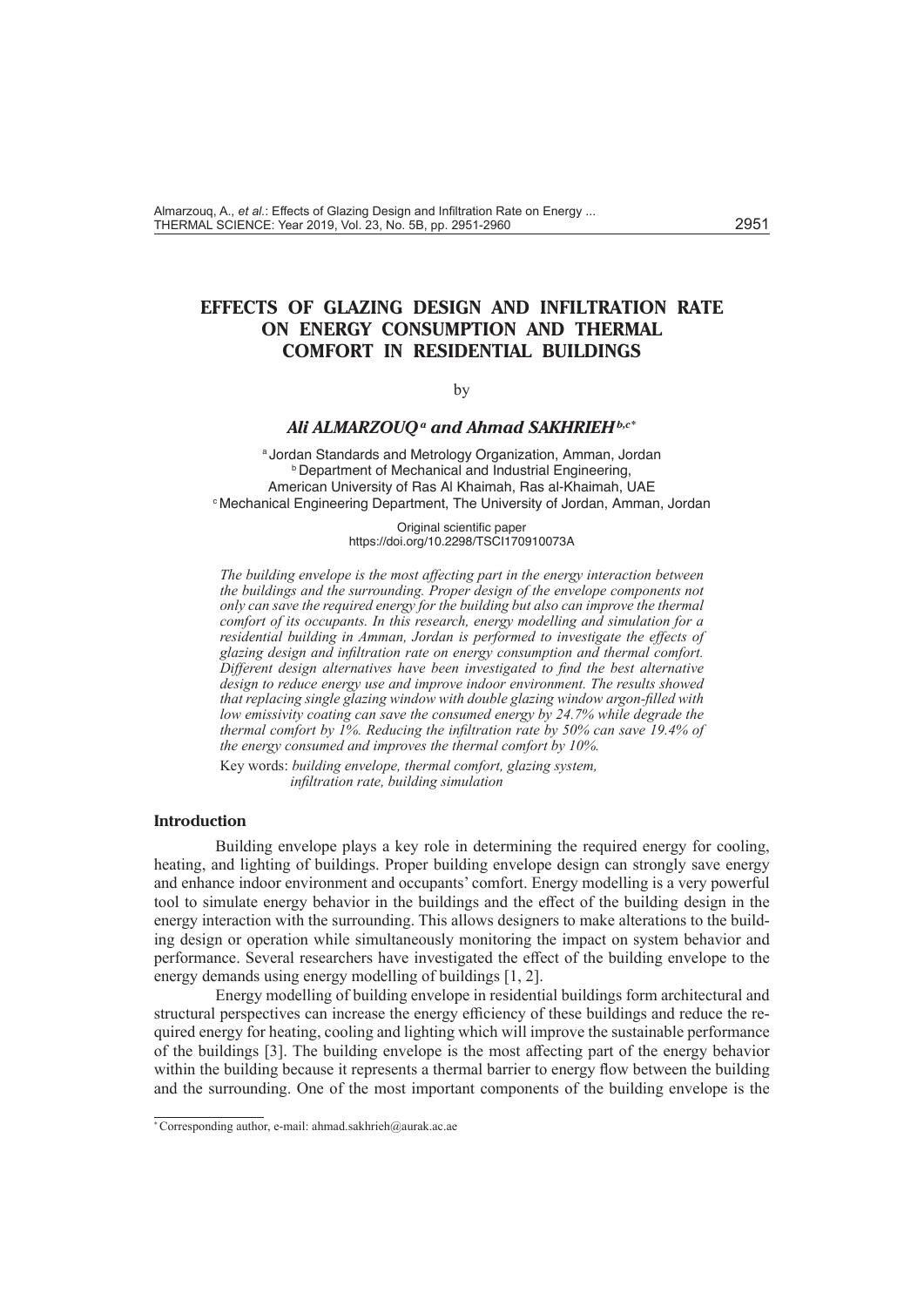# EFFECTS OF GLAZING DESIGN AND INFILTRATION RATE ON ENERGY CONSUMPTION AND THERMAL COMFORT IN RESIDENTIAL BUILDINGS

by

***Ali ALMARZOUQ*** [a] ***and Ahmad SAKHRIEH*** [b,c*]

[a] Jordan Standards and Metrology Organization, Amman, Jordan
[b] Department of Mechanical and Industrial Engineering, American University of Ras Al Khaimah, Ras al-Khaimah, UAE
[c] Mechanical Engineering Department, The University of Jordan, Amman, Jordan

Original scientific paper
https://doi.org/10.2298/TSCI170910073A

*The building envelope is the most affecting part in the energy interaction between the buildings and the surrounding. Proper design of the envelope components not only can save the required energy for the building but also can improve the thermal comfort of its occupants. In this research, energy modelling and simulation for a residential building in Amman, Jordan is performed to investigate the effects of glazing design and infiltration rate on energy consumption and thermal comfort. Different design alternatives have been investigated to find the best alternative design to reduce energy use and improve indoor environment. The results showed that replacing single glazing window with double glazing window argon-filled with low emissivity coating can save the consumed energy by 24.7% while degrade the thermal comfort by 1%. Reducing the infiltration rate by 50% can save 19.4% of the energy consumed and improves the thermal comfort by 10%.*

Key words: *building envelope, thermal comfort, glazing system, infiltration rate, building simulation*

## Introduction

Building envelope plays a key role in determining the required energy for cooling, heating, and lighting of buildings. Proper building envelope design can strongly save energy and enhance indoor environment and occupants' comfort. Energy modelling is a very powerful tool to simulate energy behavior in the buildings and the effect of the building design in the energy interaction with the surrounding. This allows designers to make alterations to the building design or operation while simultaneously monitoring the impact on system behavior and performance. Several researchers have investigated the effect of the building envelope to the energy demands using energy modelling of buildings [1, 2].

Energy modelling of building envelope in residential buildings form architectural and structural perspectives can increase the energy efficiency of these buildings and reduce the required energy for heating, cooling and lighting which will improve the sustainable performance of the buildings [3]. The building envelope is the most affecting part of the energy behavior within the building because it represents a thermal barrier to energy flow between the building and the surrounding. One of the most important components of the building envelope is the

* Corresponding author, e-mail: ahmad.sakhrieh@aurak.ac.ae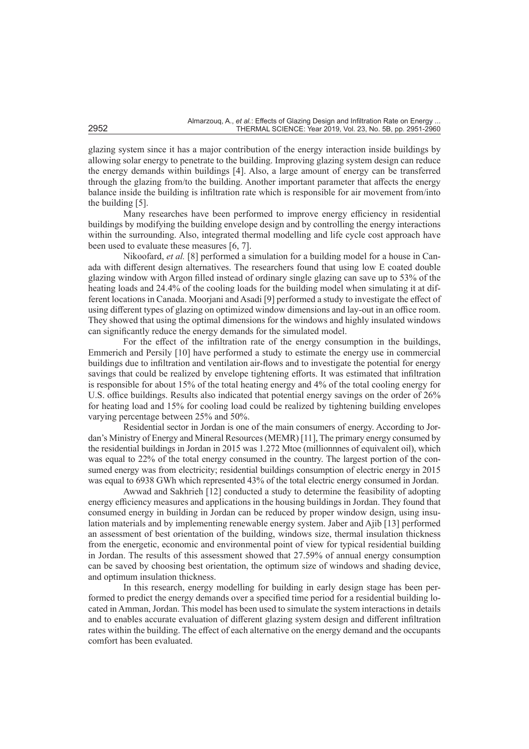glazing system since it has a major contribution of the energy interaction inside buildings by allowing solar energy to penetrate to the building. Improving glazing system design can reduce the energy demands within buildings [4]. Also, a large amount of energy can be transferred through the glazing from/to the building. Another important parameter that affects the energy balance inside the building is infiltration rate which is responsible for air movement from/into the building [5].

Many researches have been performed to improve energy efficiency in residential buildings by modifying the building envelope design and by controlling the energy interactions within the surrounding. Also, integrated thermal modelling and life cycle cost approach have been used to evaluate these measures [6, 7].

Nikoofard, *et al.* [8] performed a simulation for a building model for a house in Canada with different design alternatives. The researchers found that using low E coated double glazing window with Argon filled instead of ordinary single glazing can save up to 53% of the heating loads and 24.4% of the cooling loads for the building model when simulating it at different locations in Canada. Moorjani and Asadi [9] performed a study to investigate the effect of using different types of glazing on optimized window dimensions and lay-out in an office room. They showed that using the optimal dimensions for the windows and highly insulated windows can significantly reduce the energy demands for the simulated model.

For the effect of the infiltration rate of the energy consumption in the buildings, Emmerich and Persily [10] have performed a study to estimate the energy use in commercial buildings due to infiltration and ventilation air-flows and to investigate the potential for energy savings that could be realized by envelope tightening efforts. It was estimated that infiltration is responsible for about 15% of the total heating energy and 4% of the total cooling energy for U.S. office buildings. Results also indicated that potential energy savings on the order of 26% for heating load and 15% for cooling load could be realized by tightening building envelopes varying percentage between 25% and 50%.

Residential sector in Jordan is one of the main consumers of energy. According to Jordan's Ministry of Energy and Mineral Resources (MEMR) [11], The primary energy consumed by the residential buildings in Jordan in 2015 was 1.272 Mtoe (millionnnes of equivalent oil), which was equal to 22% of the total energy consumed in the country. The largest portion of the consumed energy was from electricity; residential buildings consumption of electric energy in 2015 was equal to 6938 GWh which represented 43% of the total electric energy consumed in Jordan.

Awwad and Sakhrieh [12] conducted a study to determine the feasibility of adopting energy efficiency measures and applications in the housing buildings in Jordan. They found that consumed energy in building in Jordan can be reduced by proper window design, using insulation materials and by implementing renewable energy system. Jaber and Ajib [13] performed an assessment of best orientation of the building, windows size, thermal insulation thickness from the energetic, economic and environmental point of view for typical residential building in Jordan. The results of this assessment showed that 27.59% of annual energy consumption can be saved by choosing best orientation, the optimum size of windows and shading device, and optimum insulation thickness.

In this research, energy modelling for building in early design stage has been performed to predict the energy demands over a specified time period for a residential building located in Amman, Jordan. This model has been used to simulate the system interactions in details and to enables accurate evaluation of different glazing system design and different infiltration rates within the building. The effect of each alternative on the energy demand and the occupants comfort has been evaluated.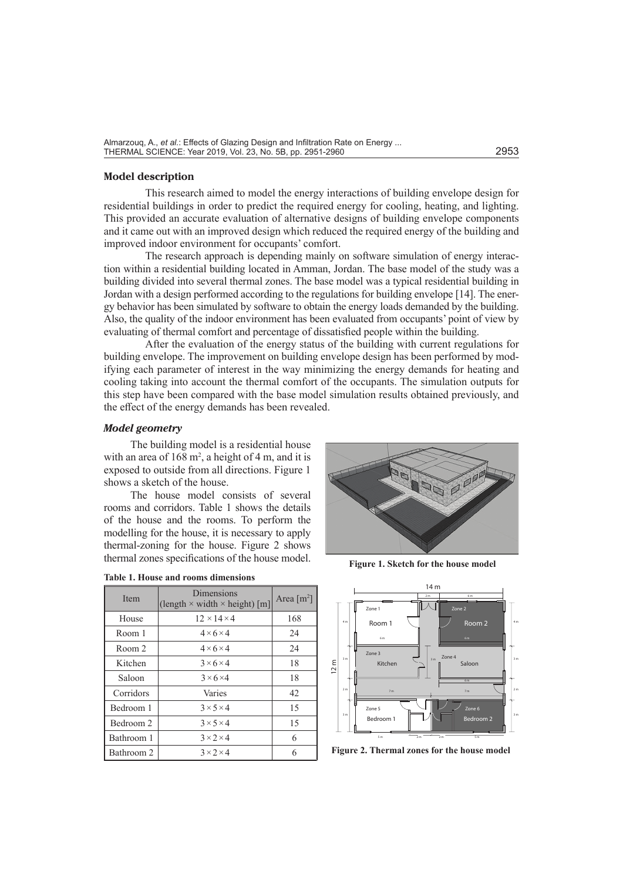### Model description

This research aimed to model the energy interactions of building envelope design for residential buildings in order to predict the required energy for cooling, heating, and lighting. This provided an accurate evaluation of alternative designs of building envelope components and it came out with an improved design which reduced the required energy of the building and improved indoor environment for occupants' comfort.

The research approach is depending mainly on software simulation of energy interaction within a residential building located in Amman, Jordan. The base model of the study was a building divided into several thermal zones. The base model was a typical residential building in Jordan with a design performed according to the regulations for building envelope [14]. The energy behavior has been simulated by software to obtain the energy loads demanded by the building. Also, the quality of the indoor environment has been evaluated from occupants' point of view by evaluating of thermal comfort and percentage of dissatisfied people within the building.

After the evaluation of the energy status of the building with current regulations for building envelope. The improvement on building envelope design has been performed by modifying each parameter of interest in the way minimizing the energy demands for heating and cooling taking into account the thermal comfort of the occupants. The simulation outputs for this step have been compared with the base model simulation results obtained previously, and the effect of the energy demands has been revealed.

#### *Model geometry*

The building model is a residential house with an area of 168 m$^2$, a height of 4 m, and it is exposed to outside from all directions. Figure 1 shows a sketch of the house.

The house model consists of several rooms and corridors. Table 1 shows the details of the house and the rooms. To perform the modelling for the house, it is necessary to apply thermal-zoning for the house. Figure 2 shows thermal zones specifications of the house model.

**Figure 1. Sketch for the house model**

**Table 1. House and rooms dimensions**

| Item | Dimensions (length × width × height) [m] | Area [m$^2$] |
|---|---|---|
| House | 12 × 14 × 4 | 168 |
| Room 1 | 4 × 6 × 4 | 24 |
| Room 2 | 4 × 6 × 4 | 24 |
| Kitchen | 3 × 6 × 4 | 18 |
| Saloon | 3 × 6 × 4 | 18 |
| Corridors | Varies | 42 |
| Bedroom 1 | 3 × 5 × 4 | 15 |
| Bedroom 2 | 3 × 5 × 4 | 15 |
| Bathroom 1 | 3 × 2 × 4 | 6 |
| Bathroom 2 | 3 × 2 × 4 | 6 |

**Figure 2. Thermal zones for the house model**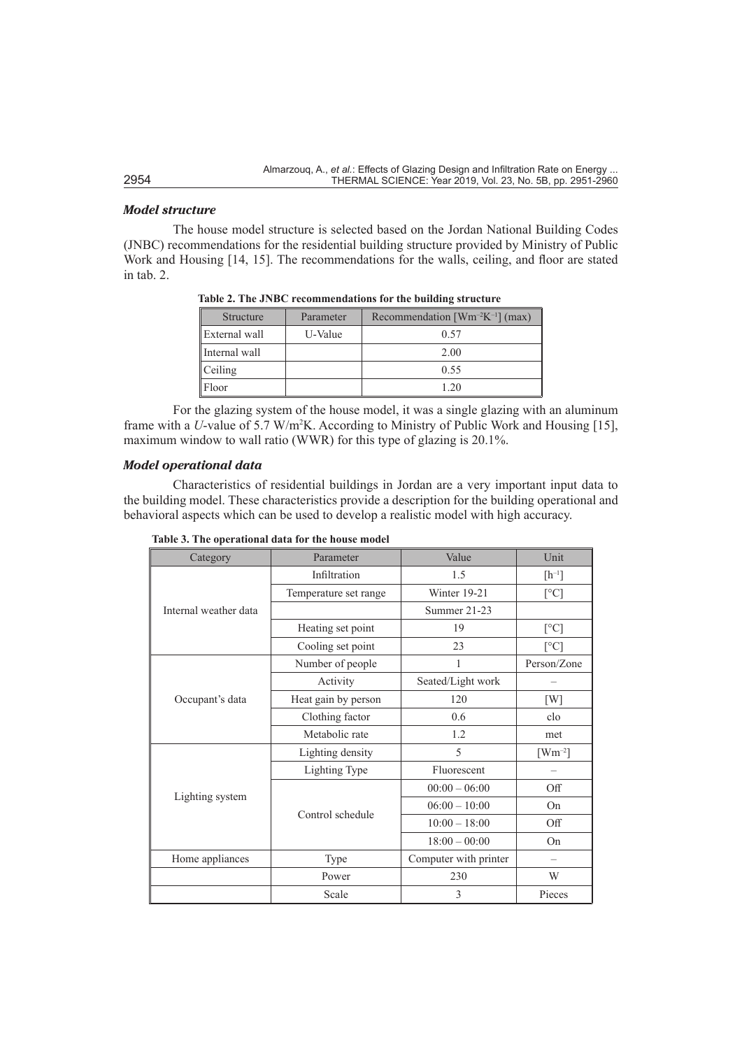### *Model structure*

The house model structure is selected based on the Jordan National Building Codes (JNBC) recommendations for the residential building structure provided by Ministry of Public Work and Housing [14, 15]. The recommendations for the walls, ceiling, and floor are stated in tab. 2.

**Table 2. The JNBC recommendations for the building structure**

| Structure | Parameter | Recommendation [$Wm^{-2}K^{-1}$] (max) |
|---|---|---|
| External wall | U-Value | 0.57 |
| Internal wall | | 2.00 |
| Ceiling | | 0.55 |
| Floor | | 1.20 |

For the glazing system of the house model, it was a single glazing with an aluminum frame with a *U*-value of 5.7 $W/m^2K$. According to Ministry of Public Work and Housing [15], maximum window to wall ratio (WWR) for this type of glazing is 20.1%.

### *Model operational data*

Characteristics of residential buildings in Jordan are a very important input data to the building model. These characteristics provide a description for the building operational and behavioral aspects which can be used to develop a realistic model with high accuracy.

**Table 3. The operational data for the house model**

| Category | Parameter | Value | Unit |
|---|---|---|---|
| Internal weather data | Infiltration | 1.5 | [$h^{-1}$] |
| | Temperature set range | Winter 19-21 | [°C] |
| | | Summer 21-23 | |
| | Heating set point | 19 | [°C] |
| | Cooling set point | 23 | [°C] |
| Occupant's data | Number of people | 1 | Person/Zone |
| | Activity | Seated/Light work | – |
| | Heat gain by person | 120 | [W] |
| | Clothing factor | 0.6 | clo |
| | Metabolic rate | 1.2 | met |
| Lighting system | Lighting density | 5 | [$Wm^{-2}$] |
| | Lighting Type | Fluorescent | – |
| | Control schedule | 00:00 – 06:00 | Off |
| | | 06:00 – 10:00 | On |
| | | 10:00 – 18:00 | Off |
| | | 18:00 – 00:00 | On |
| Home appliances | Type | Computer with printer | – |
| | Power | 230 | W |
| | Scale | 3 | Pieces |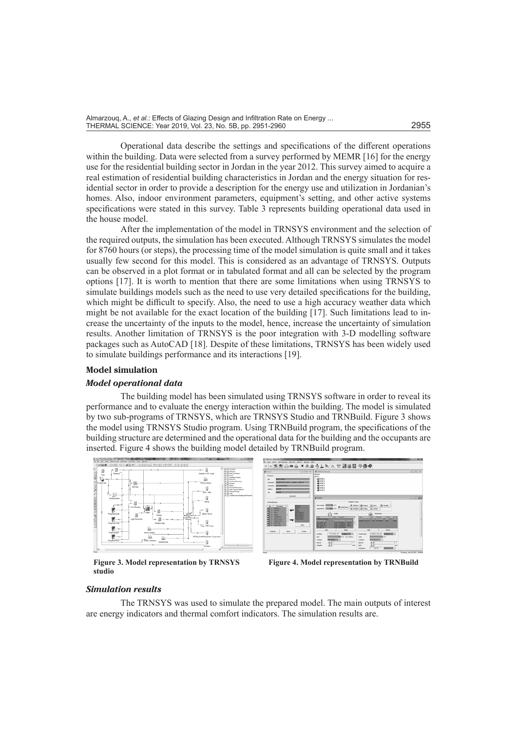Operational data describe the settings and specifications of the different operations within the building. Data were selected from a survey performed by MEMR [16] for the energy use for the residential building sector in Jordan in the year 2012. This survey aimed to acquire a real estimation of residential building characteristics in Jordan and the energy situation for residential sector in order to provide a description for the energy use and utilization in Jordanian's homes. Also, indoor environment parameters, equipment's setting, and other active systems specifications were stated in this survey. Table 3 represents building operational data used in the house model.

After the implementation of the model in TRNSYS environment and the selection of the required outputs, the simulation has been executed. Although TRNSYS simulates the model for 8760 hours (or steps), the processing time of the model simulation is quite small and it takes usually few second for this model. This is considered as an advantage of TRNSYS. Outputs can be observed in a plot format or in tabulated format and all can be selected by the program options [17]. It is worth to mention that there are some limitations when using TRNSYS to simulate buildings models such as the need to use very detailed specifications for the building, which might be difficult to specify. Also, the need to use a high accuracy weather data which might be not available for the exact location of the building [17]. Such limitations lead to increase the uncertainty of the inputs to the model, hence, increase the uncertainty of simulation results. Another limitation of TRNSYS is the poor integration with 3-D modelling software packages such as AutoCAD [18]. Despite of these limitations, TRNSYS has been widely used to simulate buildings performance and its interactions [19].

## Model simulation

### *Model operational data*

The building model has been simulated using TRNSYS software in order to reveal its performance and to evaluate the energy interaction within the building. The model is simulated by two sub-programs of TRNSYS, which are TRNSYS Studio and TRNBuild. Figure 3 shows the model using TRNSYS Studio program. Using TRNBuild program, the specifications of the building structure are determined and the operational data for the building and the occupants are inserted. Figure 4 shows the building model detailed by TRNBuild program.

**Figure 3. Model representation by TRNSYS studio**

**Figure 4. Model representation by TRNBuild**

### *Simulation results*

The TRNSYS was used to simulate the prepared model. The main outputs of interest are energy indicators and thermal comfort indicators. The simulation results are.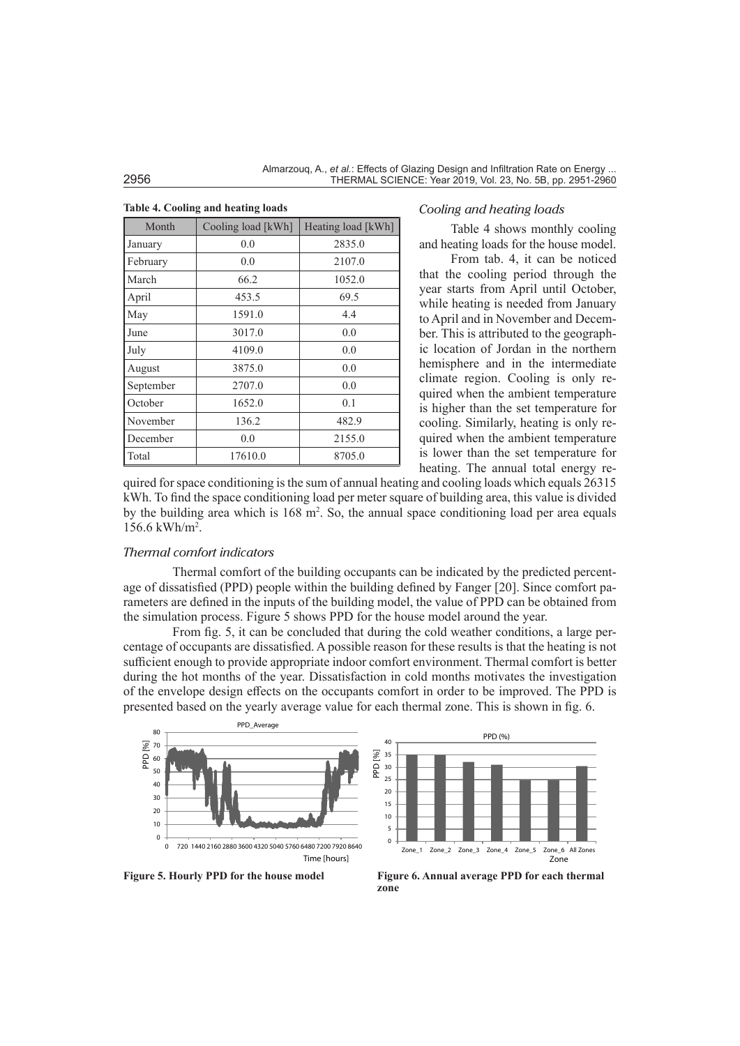**Table 4. Cooling and heating loads**

| Month | Cooling load [kWh] | Heating load [kWh] |
|---|---|---|
| January | 0.0 | 2835.0 |
| February | 0.0 | 2107.0 |
| March | 66.2 | 1052.0 |
| April | 453.5 | 69.5 |
| May | 1591.0 | 4.4 |
| June | 3017.0 | 0.0 |
| July | 4109.0 | 0.0 |
| August | 3875.0 | 0.0 |
| September | 2707.0 | 0.0 |
| October | 1652.0 | 0.1 |
| November | 136.2 | 482.9 |
| December | 0.0 | 2155.0 |
| Total | 17610.0 | 8705.0 |

### *Cooling and heating loads*

Table 4 shows monthly cooling and heating loads for the house model.

From tab. 4, it can be noticed that the cooling period through the year starts from April until October, while heating is needed from January to April and in November and December. This is attributed to the geographic location of Jordan in the northern hemisphere and in the intermediate climate region. Cooling is only required when the ambient temperature is higher than the set temperature for cooling. Similarly, heating is only required when the ambient temperature is lower than the set temperature for heating. The annual total energy required for space conditioning is the sum of annual heating and cooling loads which equals 26315 kWh. To find the space conditioning load per meter square of building area, this value is divided by the building area which is 168 m$^2$. So, the annual space conditioning load per area equals 156.6 kWh/m$^2$.

### *Thermal comfort indicators*

Thermal comfort of the building occupants can be indicated by the predicted percentage of dissatisfied (PPD) people within the building defined by Fanger [20]. Since comfort parameters are defined in the inputs of the building model, the value of PPD can be obtained from the simulation process. Figure 5 shows PPD for the house model around the year.

From fig. 5, it can be concluded that during the cold weather conditions, a large percentage of occupants are dissatisfied. A possible reason for these results is that the heating is not sufficient enough to provide appropriate indoor comfort environment. Thermal comfort is better during the hot months of the year. Dissatisfaction in cold months motivates the investigation of the envelope design effects on the occupants comfort in order to be improved. The PPD is presented based on the yearly average value for each thermal zone. This is shown in fig. 6.

**Figure 5. Hourly PPD for the house model**

**Figure 6. Annual average PPD for each thermal zone**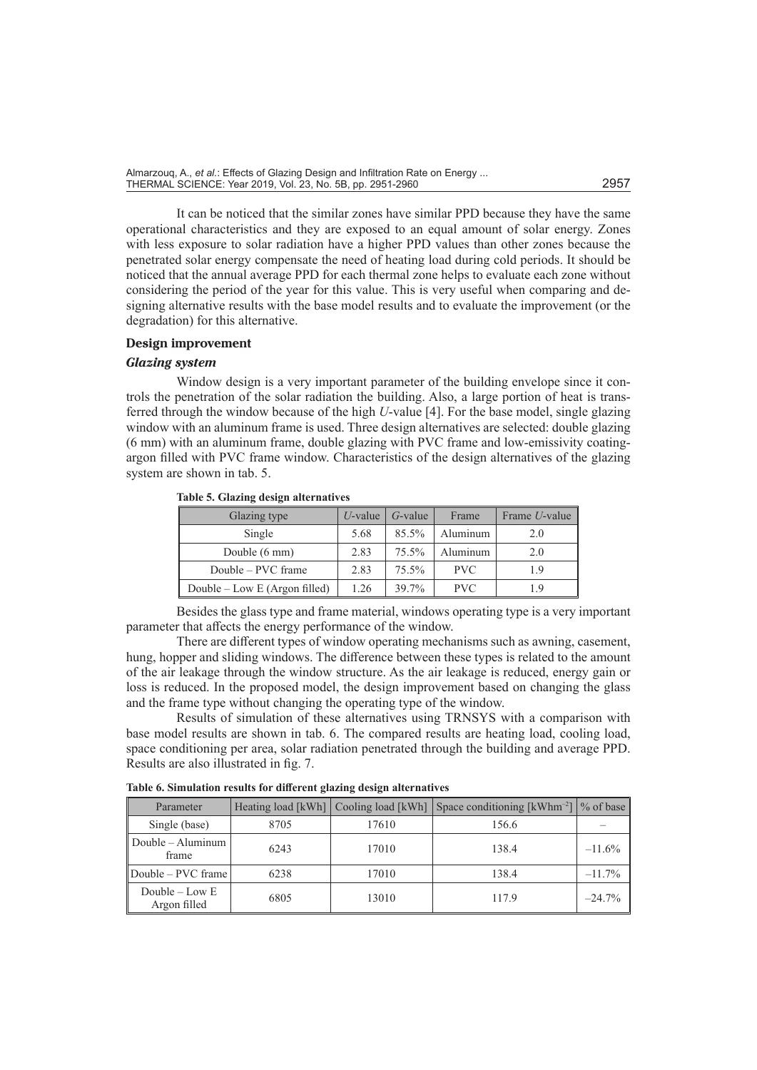It can be noticed that the similar zones have similar PPD because they have the same operational characteristics and they are exposed to an equal amount of solar energy. Zones with less exposure to solar radiation have a higher PPD values than other zones because the penetrated solar energy compensate the need of heating load during cold periods. It should be noticed that the annual average PPD for each thermal zone helps to evaluate each zone without considering the period of the year for this value. This is very useful when comparing and designing alternative results with the base model results and to evaluate the improvement (or the degradation) for this alternative.

## Design improvement

### *Glazing system*

Window design is a very important parameter of the building envelope since it controls the penetration of the solar radiation the building. Also, a large portion of heat is transferred through the window because of the high *U*-value [4]. For the base model, single glazing window with an aluminum frame is used. Three design alternatives are selected: double glazing (6 mm) with an aluminum frame, double glazing with PVC frame and low-emissivity coating-argon filled with PVC frame window. Characteristics of the design alternatives of the glazing system are shown in tab. 5.

**Table 5. Glazing design alternatives**

| Glazing type | *U*-value | *G*-value | Frame | Frame *U*-value |
|---|---|---|---|---|
| Single | 5.68 | 85.5% | Aluminum | 2.0 |
| Double (6 mm) | 2.83 | 75.5% | Aluminum | 2.0 |
| Double – PVC frame | 2.83 | 75.5% | PVC | 1.9 |
| Double – Low E (Argon filled) | 1.26 | 39.7% | PVC | 1.9 |

Besides the glass type and frame material, windows operating type is a very important parameter that affects the energy performance of the window.

There are different types of window operating mechanisms such as awning, casement, hung, hopper and sliding windows. The difference between these types is related to the amount of the air leakage through the window structure. As the air leakage is reduced, energy gain or loss is reduced. In the proposed model, the design improvement based on changing the glass and the frame type without changing the operating type of the window.

Results of simulation of these alternatives using TRNSYS with a comparison with base model results are shown in tab. 6. The compared results are heating load, cooling load, space conditioning per area, solar radiation penetrated through the building and average PPD. Results are also illustrated in fig. 7.

**Table 6. Simulation results for different glazing design alternatives**

| Parameter | Heating load [kWh] | Cooling load [kWh] | Space conditioning [kWhm$^{-2}$] | % of base |
|---|---|---|---|---|
| Single (base) | 8705 | 17610 | 156.6 | – |
| Double – Aluminum frame | 6243 | 17010 | 138.4 | –11.6% |
| Double – PVC frame | 6238 | 17010 | 138.4 | –11.7% |
| Double – Low E Argon filled | 6805 | 13010 | 117.9 | –24.7% |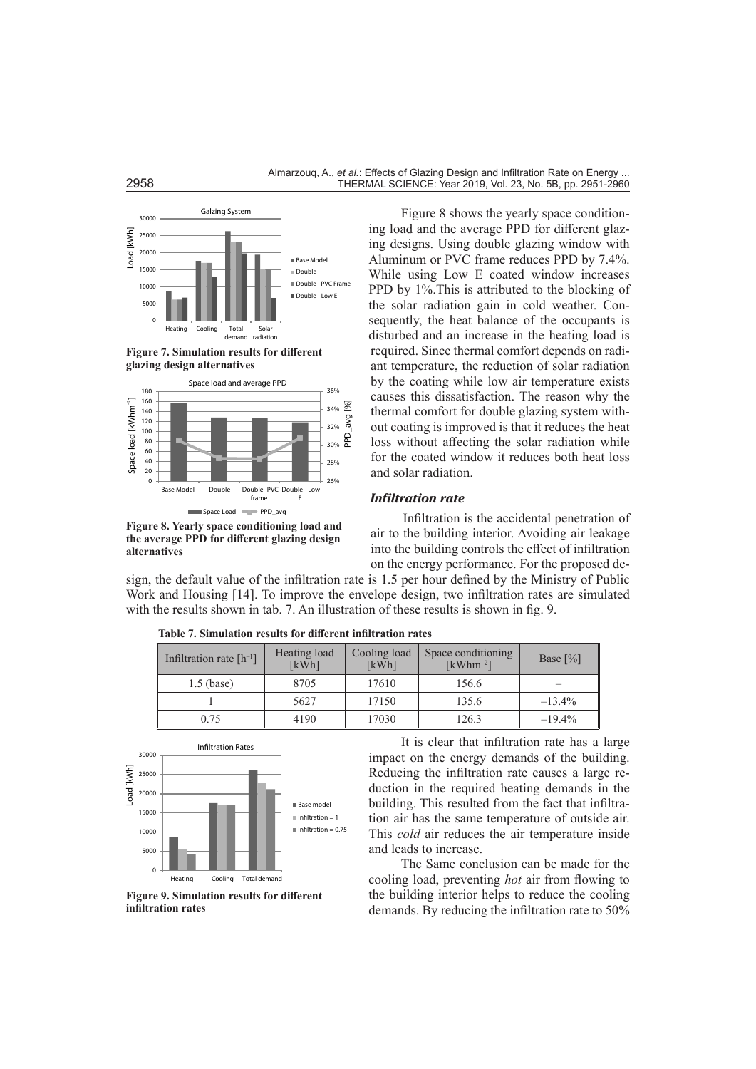Figure 7. Simulation results for different glazing design alternatives

Figure 8. Yearly space conditioning load and the average PPD for different glazing design alternatives

Figure 8 shows the yearly space conditioning load and the average PPD for different glazing designs. Using double glazing window with Aluminum or PVC frame reduces PPD by 7.4%. While using Low E coated window increases PPD by 1%.This is attributed to the blocking of the solar radiation gain in cold weather. Consequently, the heat balance of the occupants is disturbed and an increase in the heating load is required. Since thermal comfort depends on radiant temperature, the reduction of solar radiation by the coating while low air temperature exists causes this dissatisfaction. The reason why the thermal comfort for double glazing system without coating is improved is that it reduces the heat loss without affecting the solar radiation while for the coated window it reduces both heat loss and solar radiation.

### *Infiltration rate*

Infiltration is the accidental penetration of air to the building interior. Avoiding air leakage into the building controls the effect of infiltration on the energy performance. For the proposed design, the default value of the infiltration rate is 1.5 per hour defined by the Ministry of Public Work and Housing [14]. To improve the envelope design, two infiltration rates are simulated with the results shown in tab. 7. An illustration of these results is shown in fig. 9.

**Table 7. Simulation results for different infiltration rates**

| Infiltration rate [$h^{-1}$] | Heating load [kWh] | Cooling load [kWh] | Space conditioning [$kWhm^{-2}$] | Base [%] |
|---|---|---|---|---|
| 1.5 (base) | 8705 | 17610 | 156.6 | – |
| 1 | 5627 | 17150 | 135.6 | –13.4% |
| 0.75 | 4190 | 17030 | 126.3 | –19.4% |

Figure 9. Simulation results for different infiltration rates

It is clear that infiltration rate has a large impact on the energy demands of the building. Reducing the infiltration rate causes a large reduction in the required heating demands in the building. This resulted from the fact that infiltration air has the same temperature of outside air. This *cold* air reduces the air temperature inside and leads to increase.

The Same conclusion can be made for the cooling load, preventing *hot* air from flowing to the building interior helps to reduce the cooling demands. By reducing the infiltration rate to 50%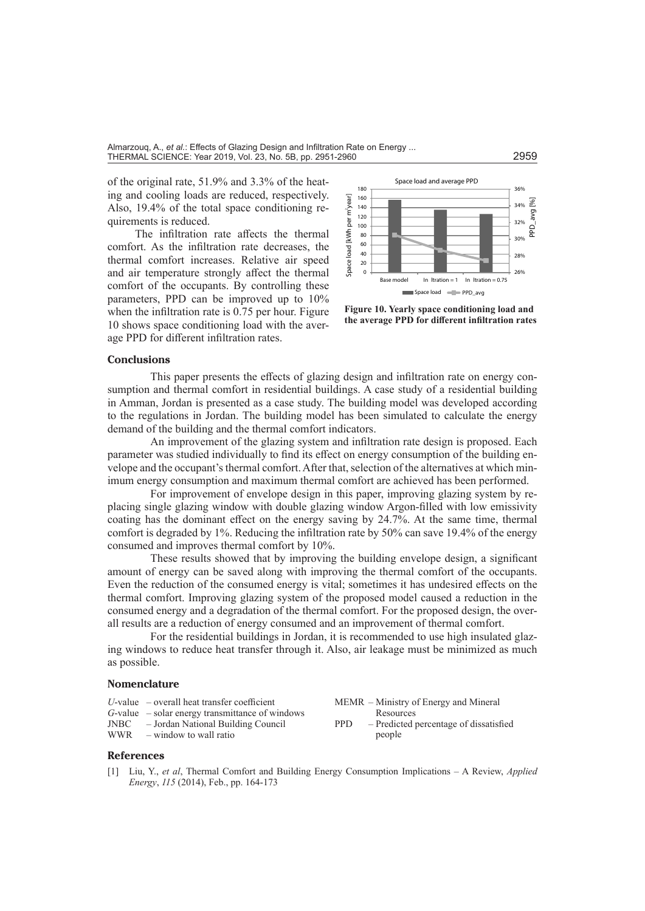of the original rate, 51.9% and 3.3% of the heating and cooling loads are reduced, respectively. Also, 19.4% of the total space conditioning requirements is reduced.

The infiltration rate affects the thermal comfort. As the infiltration rate decreases, the thermal comfort increases. Relative air speed and air temperature strongly affect the thermal comfort of the occupants. By controlling these parameters, PPD can be improved up to 10% when the infiltration rate is 0.75 per hour. Figure 10 shows space conditioning load with the average PPD for different infiltration rates.

**Figure 10. Yearly space conditioning load and the average PPD for different infiltration rates**

## Conclusions

This paper presents the effects of glazing design and infiltration rate on energy consumption and thermal comfort in residential buildings. A case study of a residential building in Amman, Jordan is presented as a case study. The building model was developed according to the regulations in Jordan. The building model has been simulated to calculate the energy demand of the building and the thermal comfort indicators.

An improvement of the glazing system and infiltration rate design is proposed. Each parameter was studied individually to find its effect on energy consumption of the building envelope and the occupant's thermal comfort. After that, selection of the alternatives at which minimum energy consumption and maximum thermal comfort are achieved has been performed.

For improvement of envelope design in this paper, improving glazing system by replacing single glazing window with double glazing window Argon-filled with low emissivity coating has the dominant effect on the energy saving by 24.7%. At the same time, thermal comfort is degraded by 1%. Reducing the infiltration rate by 50% can save 19.4% of the energy consumed and improves thermal comfort by 10%.

These results showed that by improving the building envelope design, a significant amount of energy can be saved along with improving the thermal comfort of the occupants. Even the reduction of the consumed energy is vital; sometimes it has undesired effects on the thermal comfort. Improving glazing system of the proposed model caused a reduction in the consumed energy and a degradation of the thermal comfort. For the proposed design, the overall results are a reduction of energy consumed and an improvement of thermal comfort.

For the residential buildings in Jordan, it is recommended to use high insulated glazing windows to reduce heat transfer through it. Also, air leakage must be minimized as much as possible.

## Nomenclature

- *U*-value – overall heat transfer coefficient
- *G*-value – solar energy transmittance of windows
- JNBC – Jordan National Building Council
- WWR – window to wall ratio
- MEMR – Ministry of Energy and Mineral Resources
- PPD – Predicted percentage of dissatisfied people

## References

[1] Liu, Y., *et al*, Thermal Comfort and Building Energy Consumption Implications – A Review, *Applied Energy*, *115* (2014), Feb., pp. 164-173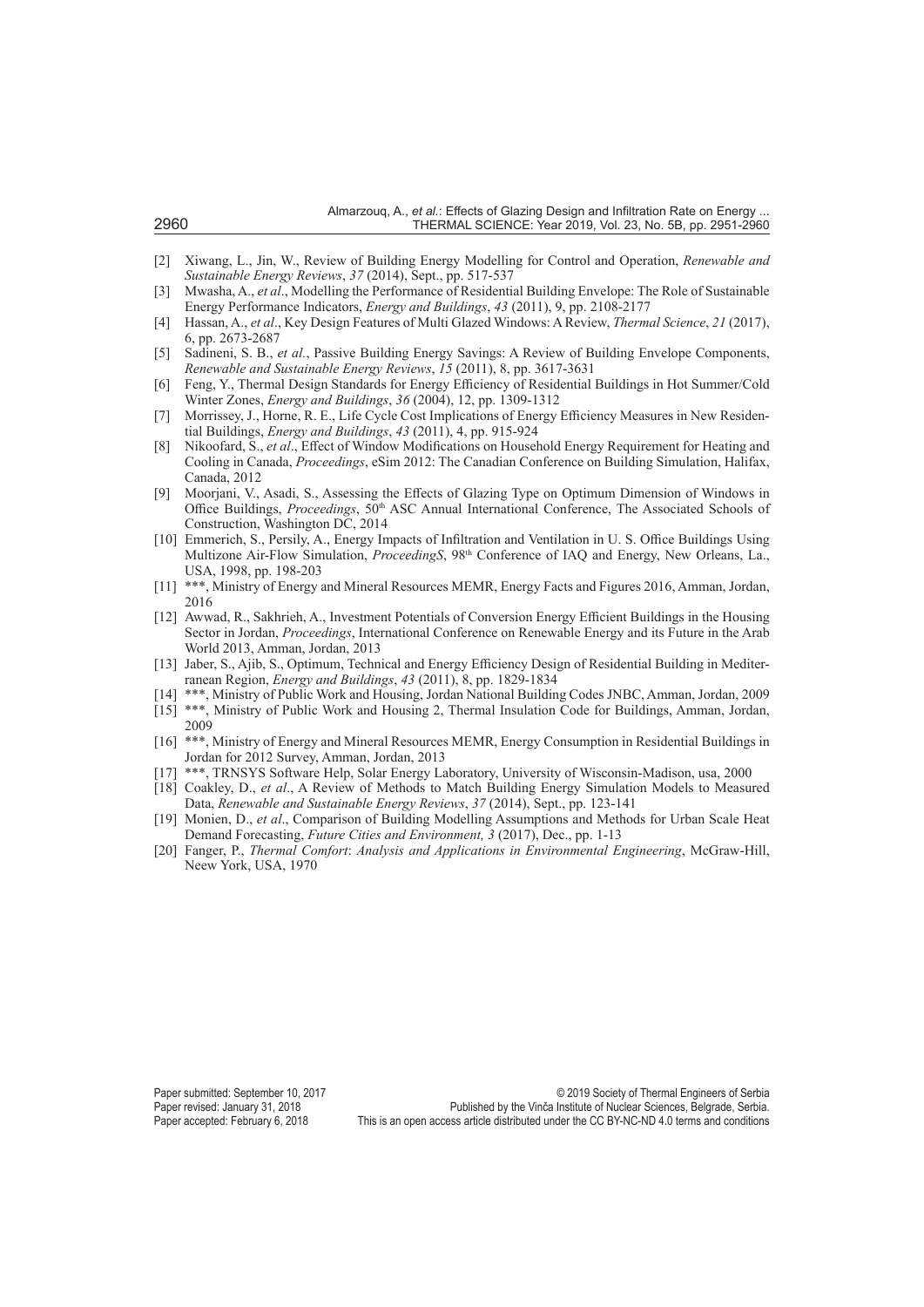[2] Xiwang, L., Jin, W., Review of Building Energy Modelling for Control and Operation, *Renewable and Sustainable Energy Reviews*, *37* (2014), Sept., pp. 517-537

[3] Mwasha, A., *et al*., Modelling the Performance of Residential Building Envelope: The Role of Sustainable Energy Performance Indicators, *Energy and Buildings*, *43* (2011), 9, pp. 2108-2177

[4] Hassan, A., *et al*., Key Design Features of Multi Glazed Windows: A Review, *Thermal Science*, *21* (2017), 6, pp. 2673-2687

[5] Sadineni, S. B., *et al.*, Passive Building Energy Savings: A Review of Building Envelope Components, *Renewable and Sustainable Energy Reviews*, *15* (2011), 8, pp. 3617-3631

[6] Feng, Y., Thermal Design Standards for Energy Efficiency of Residential Buildings in Hot Summer/Cold Winter Zones, *Energy and Buildings*, *36* (2004), 12, pp. 1309-1312

[7] Morrissey, J., Horne, R. E., Life Cycle Cost Implications of Energy Efficiency Measures in New Residential Buildings, *Energy and Buildings*, *43* (2011), 4, pp. 915-924

[8] Nikoofard, S., *et al*., Effect of Window Modifications on Household Energy Requirement for Heating and Cooling in Canada, *Proceedings*, eSim 2012: The Canadian Conference on Building Simulation, Halifax, Canada, 2012

[9] Moorjani, V., Asadi, S., Assessing the Effects of Glazing Type on Optimum Dimension of Windows in Office Buildings, *Proceedings*, 50th ASC Annual International Conference, The Associated Schools of Construction, Washington DC, 2014

[10] Emmerich, S., Persily, A., Energy Impacts of Infiltration and Ventilation in U. S. Office Buildings Using Multizone Air-Flow Simulation, *ProceedingS*, 98th Conference of IAQ and Energy, New Orleans, La., USA, 1998, pp. 198-203

[11] \*\*\*, Ministry of Energy and Mineral Resources MEMR, Energy Facts and Figures 2016, Amman, Jordan, 2016

[12] Awwad, R., Sakhrieh, A., Investment Potentials of Conversion Energy Efficient Buildings in the Housing Sector in Jordan, *Proceedings*, International Conference on Renewable Energy and its Future in the Arab World 2013, Amman, Jordan, 2013

[13] Jaber, S., Ajib, S., Optimum, Technical and Energy Efficiency Design of Residential Building in Mediterranean Region, *Energy and Buildings*, *43* (2011), 8, pp. 1829-1834

[14] \*\*\*, Ministry of Public Work and Housing, Jordan National Building Codes JNBC, Amman, Jordan, 2009

[15] \*\*\*, Ministry of Public Work and Housing 2, Thermal Insulation Code for Buildings, Amman, Jordan, 2009

[16] \*\*\*, Ministry of Energy and Mineral Resources MEMR, Energy Consumption in Residential Buildings in Jordan for 2012 Survey, Amman, Jordan, 2013

[17] \*\*\*, TRNSYS Software Help, Solar Energy Laboratory, University of Wisconsin-Madison, usa, 2000

[18] Coakley, D., *et al*., A Review of Methods to Match Building Energy Simulation Models to Measured Data, *Renewable and Sustainable Energy Reviews*, *37* (2014), Sept., pp. 123-141

[19] Monien, D., *et al*., Comparison of Building Modelling Assumptions and Methods for Urban Scale Heat Demand Forecasting, *Future Cities and Environment, 3* (2017), Dec., pp. 1-13

[20] Fanger, P., *Thermal Comfort*: *Analysis and Applications in Environmental Engineering*, McGraw-Hill, Neew York, USA, 1970

Paper submitted: September 10, 2017
Paper revised: January 31, 2018
Paper accepted: February 6, 2018

© 2019 Society of Thermal Engineers of Serbia
Published by the Vinča Institute of Nuclear Sciences, Belgrade, Serbia.
This is an open access article distributed under the CC BY-NC-ND 4.0 terms and conditions